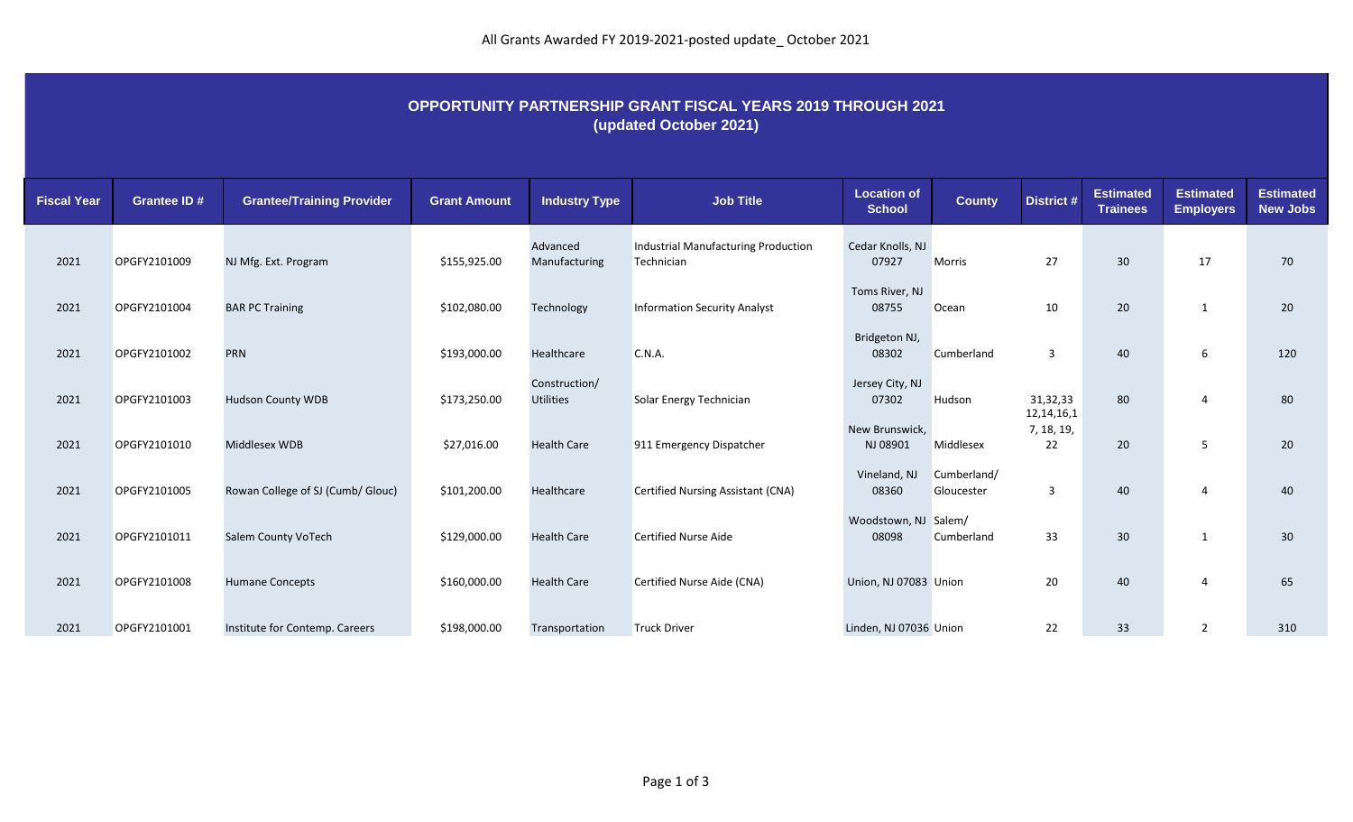# OPPORTUNITY PARTNERSHIP GRANT FISCAL YEARS 2019 THROUGH 2021
## (updated October 2021)

| Fiscal Year | Grantee ID # | Grantee/Training Provider | Grant Amount | Industry Type | Job Title | Location of School | County | District # | Estimated Trainees | Estimated Employers | Estimated New Jobs |
|---|---|---|---|---|---|---|---|---|---|---|---|
| 2021 | OPGFY2101009 | NJ Mfg. Ext. Program | $155,925.00 | Advanced Manufacturing | Industrial Manufacturing Production Technician | Cedar Knolls, NJ 07927 | Morris | 27 | 30 | 17 | 70 |
| 2021 | OPGFY2101004 | BAR PC Training | $102,080.00 | Technology | Information Security Analyst | Toms River, NJ 08755 | Ocean | 10 | 20 | 1 | 20 |
| 2021 | OPGFY2101002 | PRN | $193,000.00 | Healthcare | C.N.A. | Bridgeton NJ, 08302 | Cumberland | 3 | 40 | 6 | 120 |
| 2021 | OPGFY2101003 | Hudson County WDB | $173,250.00 | Construction/ Utilities | Solar Energy Technician | Jersey City, NJ 07302 | Hudson | 31,32,33 | 80 | 4 | 80 |
| 2021 | OPGFY2101010 | Middlesex WDB | $27,016.00 | Health Care | 911 Emergency Dispatcher | New Brunswick, NJ 08901 | Middlesex | 12,14,16,17, 18, 19, 22 | 20 | 5 | 20 |
| 2021 | OPGFY2101005 | Rowan College of SJ (Cumb/ Glouc) | $101,200.00 | Healthcare | Certified Nursing Assistant (CNA) | Vineland, NJ 08360 | Cumberland/ Gloucester | 3 | 40 | 4 | 40 |
| 2021 | OPGFY2101011 | Salem County VoTech | $129,000.00 | Health Care | Certified Nurse Aide | Woodstown, NJ 08098 | Salem/ Cumberland | 33 | 30 | 1 | 30 |
| 2021 | OPGFY2101008 | Humane Concepts | $160,000.00 | Health Care | Certified Nurse Aide (CNA) | Union, NJ 07083 | Union | 20 | 40 | 4 | 65 |
| 2021 | OPGFY2101001 | Institute for Contemp. Careers | $198,000.00 | Transportation | Truck Driver | Linden, NJ 07036 | Union | 22 | 33 | 2 | 310 |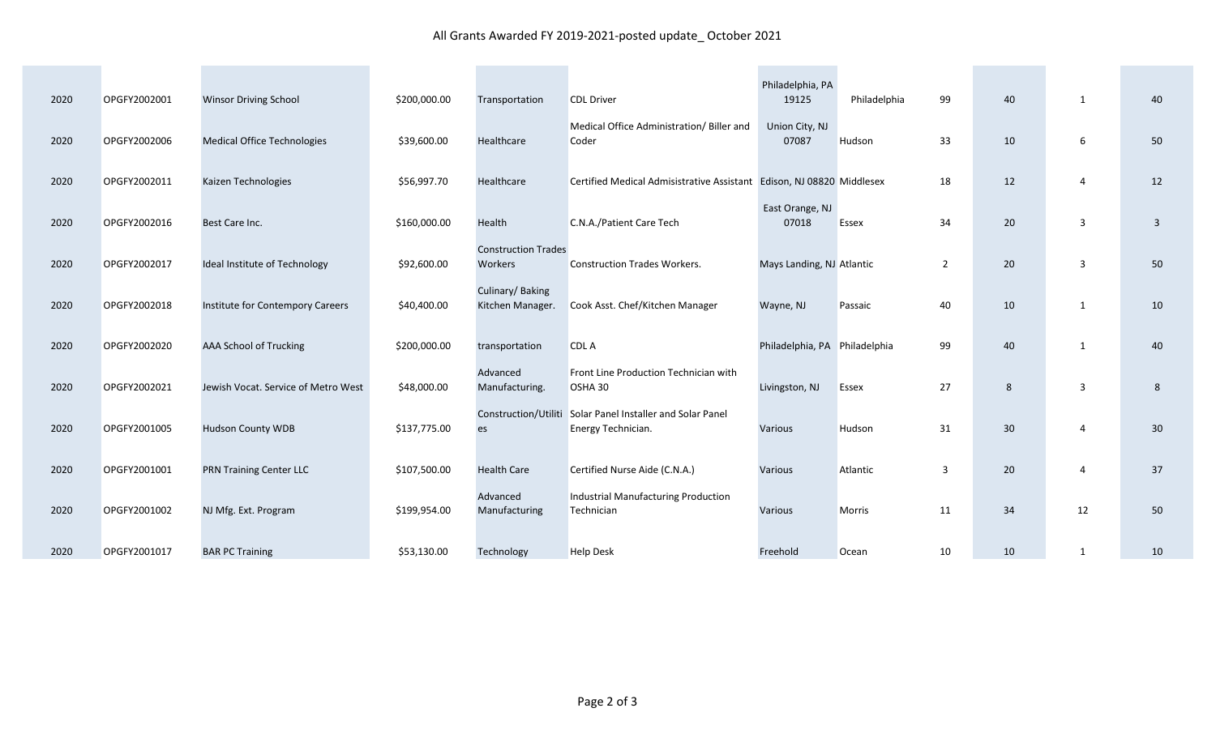| | | | | | | | | | | | |
|---|---|---|---|---|---|---|---|---|---|---|---|
| 2020 | OPGFY2002001 | Winsor Driving School | $200,000.00 | Transportation | CDL Driver | Philadelphia, PA 19125 | Philadelphia | 99 | 40 | 1 | 40 |
| 2020 | OPGFY2002006 | Medical Office Technologies | $39,600.00 | Healthcare | Medical Office Administration/ Biller and Coder | Union City, NJ 07087 | Hudson | 33 | 10 | 6 | 50 |
| 2020 | OPGFY2002011 | Kaizen Technologies | $56,997.70 | Healthcare | Certified Medical Admisistrative Assistant | Edison, NJ 08820 | Middlesex | 18 | 12 | 4 | 12 |
| 2020 | OPGFY2002016 | Best Care Inc. | $160,000.00 | Health | C.N.A./Patient Care Tech | East Orange, NJ 07018 | Essex | 34 | 20 | 3 | 3 |
| 2020 | OPGFY2002017 | Ideal Institute of Technology | $92,600.00 | Construction Trades Workers | Construction Trades Workers. | Mays Landing, NJ | Atlantic | 2 | 20 | 3 | 50 |
| 2020 | OPGFY2002018 | Institute for Contempory Careers | $40,400.00 | Culinary/ Baking Kitchen Manager. | Cook Asst. Chef/Kitchen Manager | Wayne, NJ | Passaic | 40 | 10 | 1 | 10 |
| 2020 | OPGFY2002020 | AAA School of Trucking | $200,000.00 | transportation | CDL A | Philadelphia, PA | Philadelphia | 99 | 40 | 1 | 40 |
| 2020 | OPGFY2002021 | Jewish Vocat. Service of Metro West | $48,000.00 | Advanced Manufacturing. | Front Line Production Technician with OSHA 30 | Livingston, NJ | Essex | 27 | 8 | 3 | 8 |
| 2020 | OPGFY2001005 | Hudson County WDB | $137,775.00 | Construction/Utilities | Solar Panel Installer and Solar Panel Energy Technician. | Various | Hudson | 31 | 30 | 4 | 30 |
| 2020 | OPGFY2001001 | PRN Training Center LLC | $107,500.00 | Health Care | Certified Nurse Aide (C.N.A.) | Various | Atlantic | 3 | 20 | 4 | 37 |
| 2020 | OPGFY2001002 | NJ Mfg. Ext. Program | $199,954.00 | Advanced Manufacturing | Industrial Manufacturing Production Technician | Various | Morris | 11 | 34 | 12 | 50 |
| 2020 | OPGFY2001017 | BAR PC Training | $53,130.00 | Technology | Help Desk | Freehold | Ocean | 10 | 10 | 1 | 10 |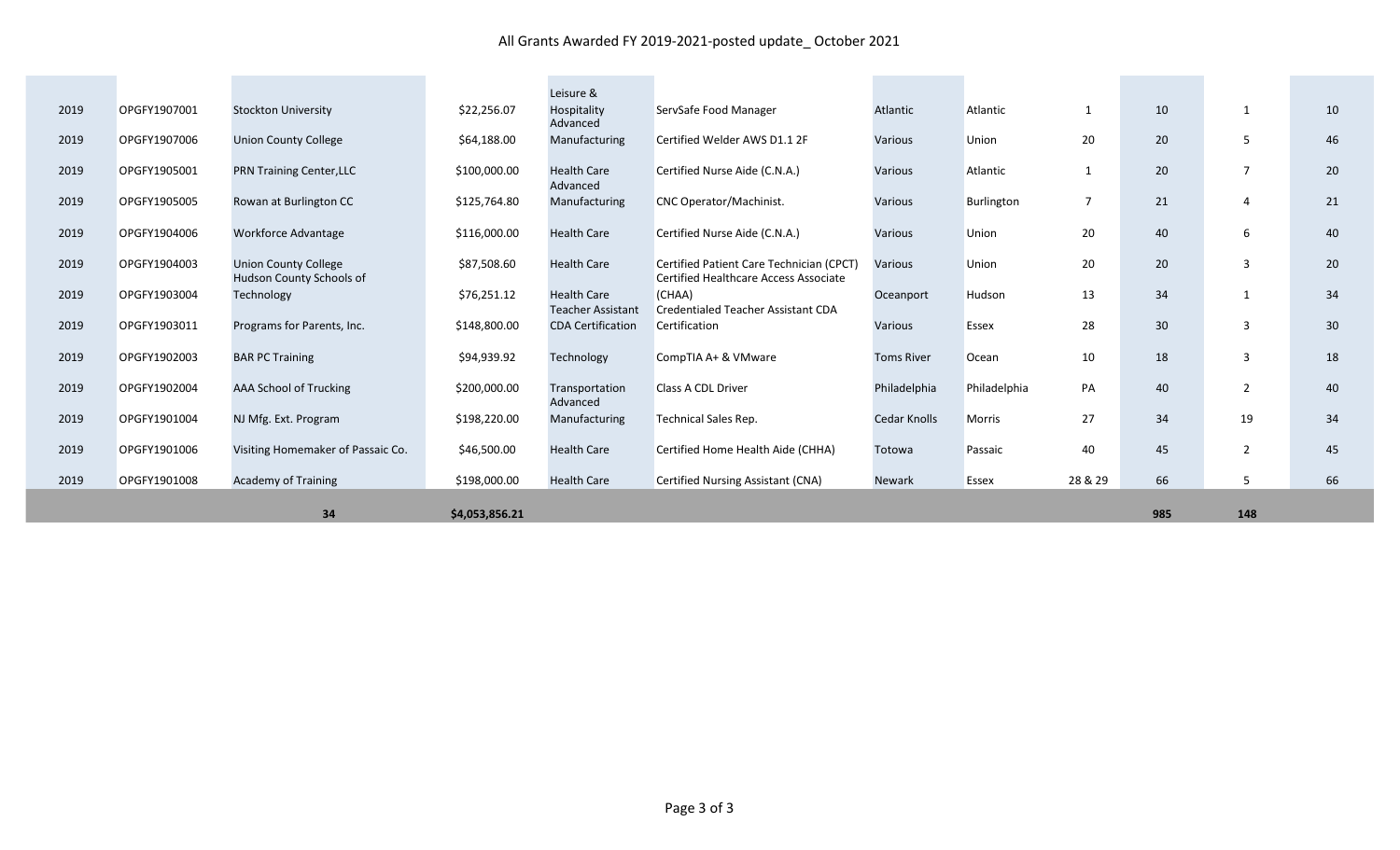# All Grants Awarded FY 2019-2021-posted update_ October 2021

| | | | | | | | | | | | |
|---|---|---|---|---|---|---|---|---|---|---|---|
| 2019 | OPGFY1907001 | Stockton University | $22,256.07 | Leisure & Hospitality | ServSafe Food Manager | Atlantic | Atlantic | 1 | 10 | 1 | 10 |
| 2019 | OPGFY1907006 | Union County College | $64,188.00 | Advanced Manufacturing | Certified Welder AWS D1.1 2F | Various | Union | 20 | 20 | 5 | 46 |
| 2019 | OPGFY1905001 | PRN Training Center,LLC | $100,000.00 | Health Care | Certified Nurse Aide (C.N.A.) | Various | Atlantic | 1 | 20 | 7 | 20 |
| 2019 | OPGFY1905005 | Rowan at Burlington CC | $125,764.80 | Advanced Manufacturing | CNC Operator/Machinist. | Various | Burlington | 7 | 21 | 4 | 21 |
| 2019 | OPGFY1904006 | Workforce Advantage | $116,000.00 | Health Care | Certified Nurse Aide (C.N.A.) | Various | Union | 20 | 40 | 6 | 40 |
| 2019 | OPGFY1904003 | Union County College | $87,508.60 | Health Care | Certified Patient Care Technician (CPCT) | Various | Union | 20 | 20 | 3 | 20 |
| 2019 | OPGFY1903004 | Hudson County Schools of Technology | $76,251.12 | Health Care | Certified Healthcare Access Associate (CHAA) | Oceanport | Hudson | 13 | 34 | 1 | 34 |
| 2019 | OPGFY1903011 | Programs for Parents, Inc. | $148,800.00 | Teacher Assistant CDA Certification | Credentialed Teacher Assistant CDA Certification | Various | Essex | 28 | 30 | 3 | 30 |
| 2019 | OPGFY1902003 | BAR PC Training | $94,939.92 | Technology | CompTIA A+ & VMware | Toms River | Ocean | 10 | 18 | 3 | 18 |
| 2019 | OPGFY1902004 | AAA School of Trucking | $200,000.00 | Transportation | Class A CDL Driver | Philadelphia | Philadelphia | PA | 40 | 2 | 40 |
| 2019 | OPGFY1901004 | NJ Mfg. Ext. Program | $198,220.00 | Advanced Manufacturing | Technical Sales Rep. | Cedar Knolls | Morris | 27 | 34 | 19 | 34 |
| 2019 | OPGFY1901006 | Visiting Homemaker of Passaic Co. | $46,500.00 | Health Care | Certified Home Health Aide (CHHA) | Totowa | Passaic | 40 | 45 | 2 | 45 |
| 2019 | OPGFY1901008 | Academy of Training | $198,000.00 | Health Care | Certified Nursing Assistant (CNA) | Newark | Essex | 28 & 29 | 66 | 5 | 66 |
| | | **34** | **$4,053,856.21** | | | | | | **985** | **148** | |